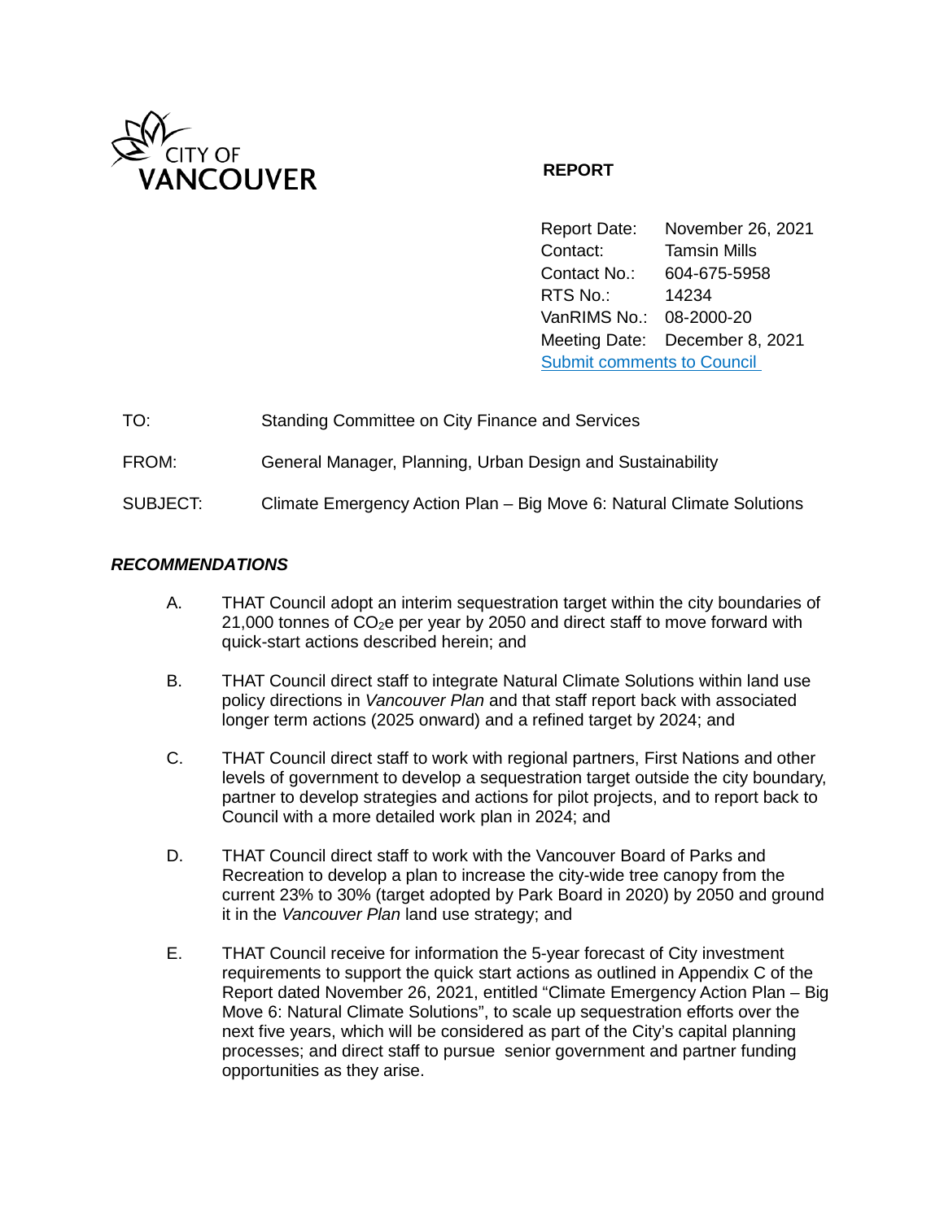CITY OF VANCOUVER

**REPORT**

| | |
|---|---|
| Report Date: | November 26, 2021 |
| Contact: | Tamsin Mills |
| Contact No.: | 604-675-5958 |
| RTS No.: | 14234 |
| VanRIMS No.: | 08-2000-20 |
| Meeting Date: | December 8, 2021 |

[Submit comments to Council](#)

| | |
|---|---|
| TO: | Standing Committee on City Finance and Services |
| FROM: | General Manager, Planning, Urban Design and Sustainability |
| SUBJECT: | Climate Emergency Action Plan – Big Move 6: Natural Climate Solutions |

***RECOMMENDATIONS***

A. THAT Council adopt an interim sequestration target within the city boundaries of 21,000 tonnes of $CO_2$e per year by 2050 and direct staff to move forward with quick-start actions described herein; and

B. THAT Council direct staff to integrate Natural Climate Solutions within land use policy directions in *Vancouver Plan* and that staff report back with associated longer term actions (2025 onward) and a refined target by 2024; and

C. THAT Council direct staff to work with regional partners, First Nations and other levels of government to develop a sequestration target outside the city boundary, partner to develop strategies and actions for pilot projects, and to report back to Council with a more detailed work plan in 2024; and

D. THAT Council direct staff to work with the Vancouver Board of Parks and Recreation to develop a plan to increase the city-wide tree canopy from the current 23% to 30% (target adopted by Park Board in 2020) by 2050 and ground it in the *Vancouver Plan* land use strategy; and

E. THAT Council receive for information the 5-year forecast of City investment requirements to support the quick start actions as outlined in Appendix C of the Report dated November 26, 2021, entitled "Climate Emergency Action Plan – Big Move 6: Natural Climate Solutions", to scale up sequestration efforts over the next five years, which will be considered as part of the City's capital planning processes; and direct staff to pursue senior government and partner funding opportunities as they arise.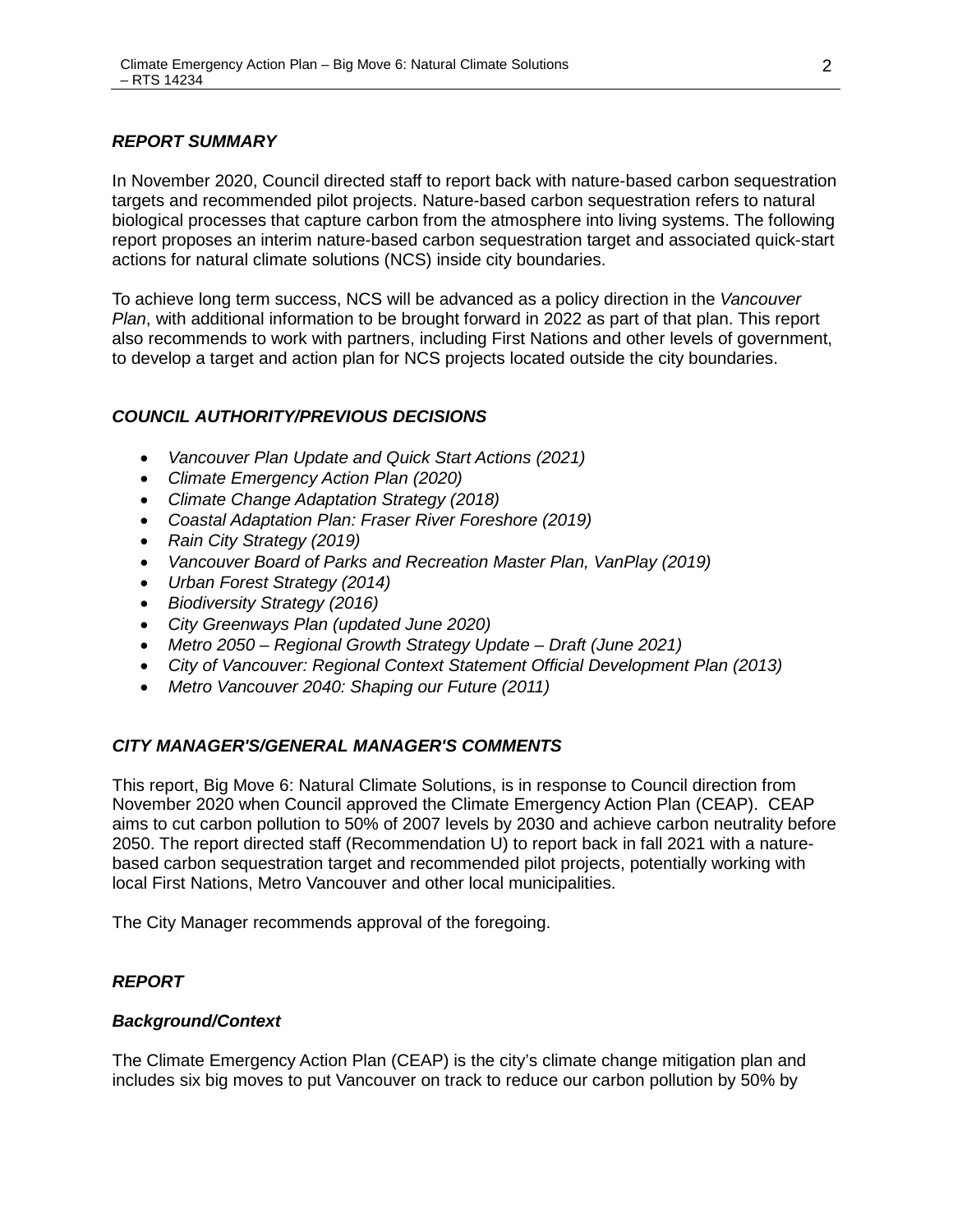***REPORT SUMMARY***

In November 2020, Council directed staff to report back with nature-based carbon sequestration targets and recommended pilot projects. Nature-based carbon sequestration refers to natural biological processes that capture carbon from the atmosphere into living systems. The following report proposes an interim nature-based carbon sequestration target and associated quick-start actions for natural climate solutions (NCS) inside city boundaries.

To achieve long term success, NCS will be advanced as a policy direction in the *Vancouver Plan*, with additional information to be brought forward in 2022 as part of that plan. This report also recommends to work with partners, including First Nations and other levels of government, to develop a target and action plan for NCS projects located outside the city boundaries.

***COUNCIL AUTHORITY/PREVIOUS DECISIONS***

- *Vancouver Plan Update and Quick Start Actions (2021)*
- *Climate Emergency Action Plan (2020)*
- *Climate Change Adaptation Strategy (2018)*
- *Coastal Adaptation Plan: Fraser River Foreshore (2019)*
- *Rain City Strategy (2019)*
- *Vancouver Board of Parks and Recreation Master Plan, VanPlay (2019)*
- *Urban Forest Strategy (2014)*
- *Biodiversity Strategy (2016)*
- *City Greenways Plan (updated June 2020)*
- *Metro 2050 – Regional Growth Strategy Update – Draft (June 2021)*
- *City of Vancouver: Regional Context Statement Official Development Plan (2013)*
- *Metro Vancouver 2040: Shaping our Future (2011)*

***CITY MANAGER'S/GENERAL MANAGER'S COMMENTS***

This report, Big Move 6: Natural Climate Solutions, is in response to Council direction from November 2020 when Council approved the Climate Emergency Action Plan (CEAP). CEAP aims to cut carbon pollution to 50% of 2007 levels by 2030 and achieve carbon neutrality before 2050. The report directed staff (Recommendation U) to report back in fall 2021 with a nature-based carbon sequestration target and recommended pilot projects, potentially working with local First Nations, Metro Vancouver and other local municipalities.

The City Manager recommends approval of the foregoing.

***REPORT***

***Background/Context***

The Climate Emergency Action Plan (CEAP) is the city's climate change mitigation plan and includes six big moves to put Vancouver on track to reduce our carbon pollution by 50% by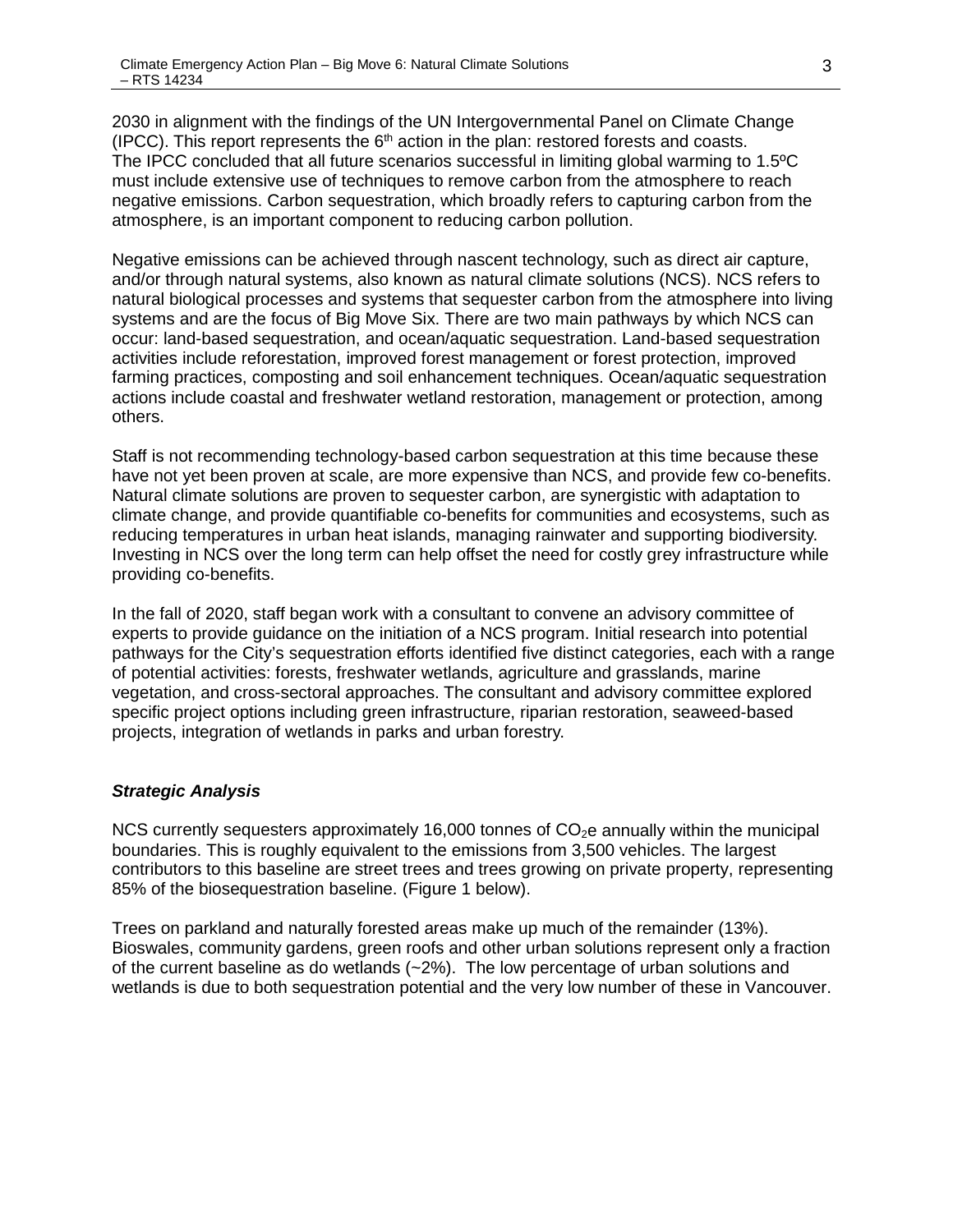2030 in alignment with the findings of the UN Intergovernmental Panel on Climate Change (IPCC). This report represents the 6th action in the plan: restored forests and coasts. The IPCC concluded that all future scenarios successful in limiting global warming to 1.5ºC must include extensive use of techniques to remove carbon from the atmosphere to reach negative emissions. Carbon sequestration, which broadly refers to capturing carbon from the atmosphere, is an important component to reducing carbon pollution.

Negative emissions can be achieved through nascent technology, such as direct air capture, and/or through natural systems, also known as natural climate solutions (NCS). NCS refers to natural biological processes and systems that sequester carbon from the atmosphere into living systems and are the focus of Big Move Six. There are two main pathways by which NCS can occur: land-based sequestration, and ocean/aquatic sequestration. Land-based sequestration activities include reforestation, improved forest management or forest protection, improved farming practices, composting and soil enhancement techniques. Ocean/aquatic sequestration actions include coastal and freshwater wetland restoration, management or protection, among others.

Staff is not recommending technology-based carbon sequestration at this time because these have not yet been proven at scale, are more expensive than NCS, and provide few co-benefits. Natural climate solutions are proven to sequester carbon, are synergistic with adaptation to climate change, and provide quantifiable co-benefits for communities and ecosystems, such as reducing temperatures in urban heat islands, managing rainwater and supporting biodiversity. Investing in NCS over the long term can help offset the need for costly grey infrastructure while providing co-benefits.

In the fall of 2020, staff began work with a consultant to convene an advisory committee of experts to provide guidance on the initiation of a NCS program. Initial research into potential pathways for the City's sequestration efforts identified five distinct categories, each with a range of potential activities: forests, freshwater wetlands, agriculture and grasslands, marine vegetation, and cross-sectoral approaches. The consultant and advisory committee explored specific project options including green infrastructure, riparian restoration, seaweed-based projects, integration of wetlands in parks and urban forestry.

***Strategic Analysis***

NCS currently sequesters approximately 16,000 tonnes of $CO_2$e annually within the municipal boundaries. This is roughly equivalent to the emissions from 3,500 vehicles. The largest contributors to this baseline are street trees and trees growing on private property, representing 85% of the biosequestration baseline. (Figure 1 below).

Trees on parkland and naturally forested areas make up much of the remainder (13%). Bioswales, community gardens, green roofs and other urban solutions represent only a fraction of the current baseline as do wetlands (~2%). The low percentage of urban solutions and wetlands is due to both sequestration potential and the very low number of these in Vancouver.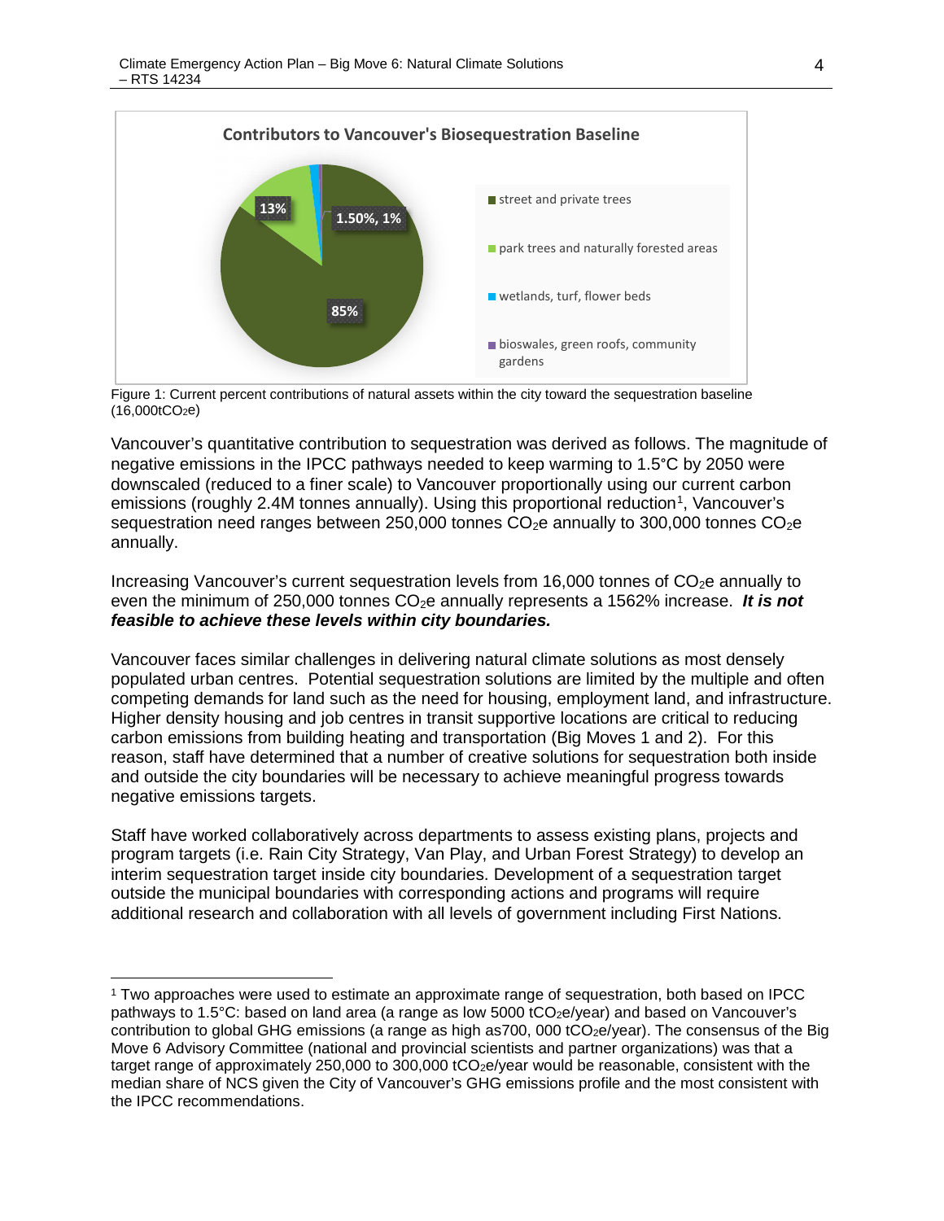**Contributors to Vancouver's Biosequestration Baseline**

- street and private trees: 85%
- park trees and naturally forested areas: 13%
- wetlands, turf, flower beds: 1.50%
- bioswales, green roofs, community gardens: 1%

Figure 1: Current percent contributions of natural assets within the city toward the sequestration baseline (16,000t$CO_2$e)

Vancouver's quantitative contribution to sequestration was derived as follows. The magnitude of negative emissions in the IPCC pathways needed to keep warming to 1.5°C by 2050 were downscaled (reduced to a finer scale) to Vancouver proportionally using our current carbon emissions (roughly 2.4M tonnes annually). Using this proportional reduction[1], Vancouver's sequestration need ranges between 250,000 tonnes $CO_2$e annually to 300,000 tonnes $CO_2$e annually.

Increasing Vancouver's current sequestration levels from 16,000 tonnes of $CO_2$e annually to even the minimum of 250,000 tonnes $CO_2$e annually represents a 1562% increase. ***It is not feasible to achieve these levels within city boundaries.***

Vancouver faces similar challenges in delivering natural climate solutions as most densely populated urban centres. Potential sequestration solutions are limited by the multiple and often competing demands for land such as the need for housing, employment land, and infrastructure. Higher density housing and job centres in transit supportive locations are critical to reducing carbon emissions from building heating and transportation (Big Moves 1 and 2). For this reason, staff have determined that a number of creative solutions for sequestration both inside and outside the city boundaries will be necessary to achieve meaningful progress towards negative emissions targets.

Staff have worked collaboratively across departments to assess existing plans, projects and program targets (i.e. Rain City Strategy, Van Play, and Urban Forest Strategy) to develop an interim sequestration target inside city boundaries. Development of a sequestration target outside the municipal boundaries with corresponding actions and programs will require additional research and collaboration with all levels of government including First Nations.

---

[1] Two approaches were used to estimate an approximate range of sequestration, both based on IPCC pathways to 1.5°C: based on land area (a range as low 5000 t$CO_2$e/year) and based on Vancouver's contribution to global GHG emissions (a range as high as700, 000 t$CO_2$e/year). The consensus of the Big Move 6 Advisory Committee (national and provincial scientists and partner organizations) was that a target range of approximately 250,000 to 300,000 t$CO_2$e/year would be reasonable, consistent with the median share of NCS given the City of Vancouver's GHG emissions profile and the most consistent with the IPCC recommendations.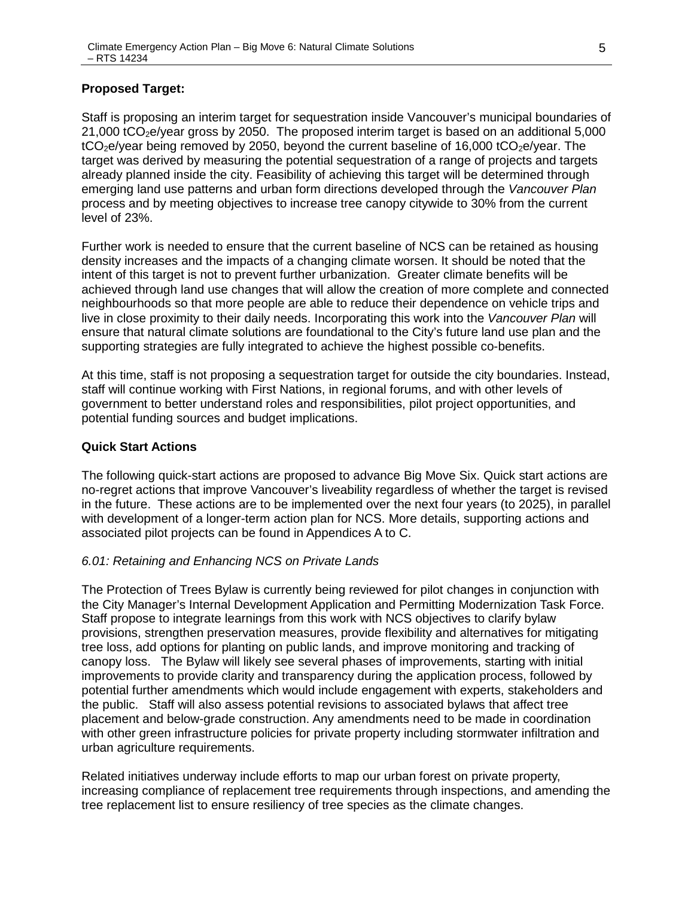**Proposed Target:**

Staff is proposing an interim target for sequestration inside Vancouver's municipal boundaries of 21,000 $tCO_2e$/year gross by 2050. The proposed interim target is based on an additional 5,000 $tCO_2e$/year being removed by 2050, beyond the current baseline of 16,000 $tCO_2e$/year. The target was derived by measuring the potential sequestration of a range of projects and targets already planned inside the city. Feasibility of achieving this target will be determined through emerging land use patterns and urban form directions developed through the *Vancouver Plan* process and by meeting objectives to increase tree canopy citywide to 30% from the current level of 23%.

Further work is needed to ensure that the current baseline of NCS can be retained as housing density increases and the impacts of a changing climate worsen. It should be noted that the intent of this target is not to prevent further urbanization. Greater climate benefits will be achieved through land use changes that will allow the creation of more complete and connected neighbourhoods so that more people are able to reduce their dependence on vehicle trips and live in close proximity to their daily needs. Incorporating this work into the *Vancouver Plan* will ensure that natural climate solutions are foundational to the City's future land use plan and the supporting strategies are fully integrated to achieve the highest possible co-benefits.

At this time, staff is not proposing a sequestration target for outside the city boundaries. Instead, staff will continue working with First Nations, in regional forums, and with other levels of government to better understand roles and responsibilities, pilot project opportunities, and potential funding sources and budget implications.

**Quick Start Actions**

The following quick-start actions are proposed to advance Big Move Six. Quick start actions are no-regret actions that improve Vancouver's liveability regardless of whether the target is revised in the future. These actions are to be implemented over the next four years (to 2025), in parallel with development of a longer-term action plan for NCS. More details, supporting actions and associated pilot projects can be found in Appendices A to C.

*6.01: Retaining and Enhancing NCS on Private Lands*

The Protection of Trees Bylaw is currently being reviewed for pilot changes in conjunction with the City Manager's Internal Development Application and Permitting Modernization Task Force. Staff propose to integrate learnings from this work with NCS objectives to clarify bylaw provisions, strengthen preservation measures, provide flexibility and alternatives for mitigating tree loss, add options for planting on public lands, and improve monitoring and tracking of canopy loss. The Bylaw will likely see several phases of improvements, starting with initial improvements to provide clarity and transparency during the application process, followed by potential further amendments which would include engagement with experts, stakeholders and the public. Staff will also assess potential revisions to associated bylaws that affect tree placement and below-grade construction. Any amendments need to be made in coordination with other green infrastructure policies for private property including stormwater infiltration and urban agriculture requirements.

Related initiatives underway include efforts to map our urban forest on private property, increasing compliance of replacement tree requirements through inspections, and amending the tree replacement list to ensure resiliency of tree species as the climate changes.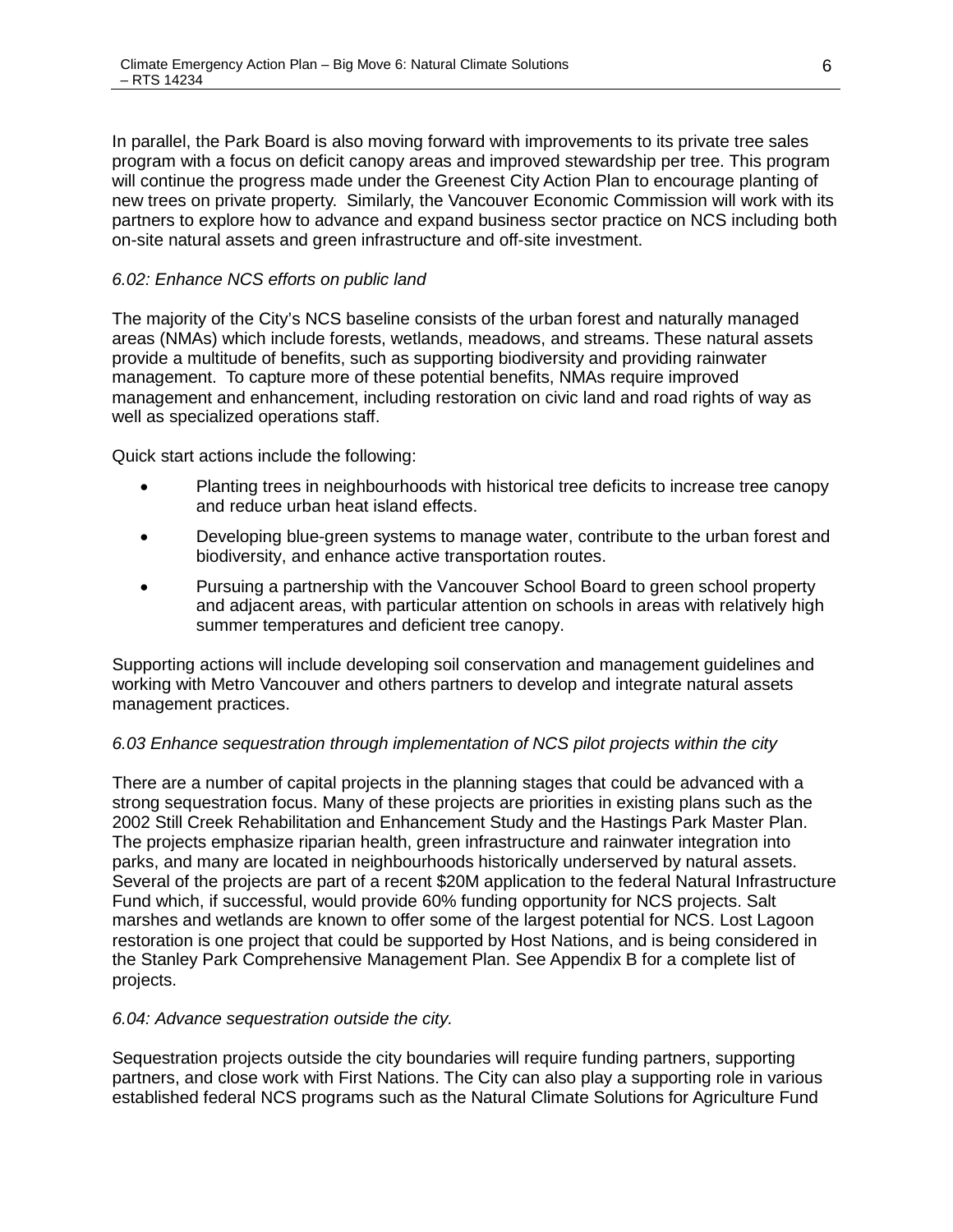In parallel, the Park Board is also moving forward with improvements to its private tree sales program with a focus on deficit canopy areas and improved stewardship per tree. This program will continue the progress made under the Greenest City Action Plan to encourage planting of new trees on private property. Similarly, the Vancouver Economic Commission will work with its partners to explore how to advance and expand business sector practice on NCS including both on-site natural assets and green infrastructure and off-site investment.

*6.02: Enhance NCS efforts on public land*

The majority of the City's NCS baseline consists of the urban forest and naturally managed areas (NMAs) which include forests, wetlands, meadows, and streams. These natural assets provide a multitude of benefits, such as supporting biodiversity and providing rainwater management. To capture more of these potential benefits, NMAs require improved management and enhancement, including restoration on civic land and road rights of way as well as specialized operations staff.

Quick start actions include the following:

- Planting trees in neighbourhoods with historical tree deficits to increase tree canopy and reduce urban heat island effects.
- Developing blue-green systems to manage water, contribute to the urban forest and biodiversity, and enhance active transportation routes.
- Pursuing a partnership with the Vancouver School Board to green school property and adjacent areas, with particular attention on schools in areas with relatively high summer temperatures and deficient tree canopy.

Supporting actions will include developing soil conservation and management guidelines and working with Metro Vancouver and others partners to develop and integrate natural assets management practices.

*6.03 Enhance sequestration through implementation of NCS pilot projects within the city*

There are a number of capital projects in the planning stages that could be advanced with a strong sequestration focus. Many of these projects are priorities in existing plans such as the 2002 Still Creek Rehabilitation and Enhancement Study and the Hastings Park Master Plan. The projects emphasize riparian health, green infrastructure and rainwater integration into parks, and many are located in neighbourhoods historically underserved by natural assets. Several of the projects are part of a recent $20M application to the federal Natural Infrastructure Fund which, if successful, would provide 60% funding opportunity for NCS projects. Salt marshes and wetlands are known to offer some of the largest potential for NCS. Lost Lagoon restoration is one project that could be supported by Host Nations, and is being considered in the Stanley Park Comprehensive Management Plan. See Appendix B for a complete list of projects.

*6.04: Advance sequestration outside the city.*

Sequestration projects outside the city boundaries will require funding partners, supporting partners, and close work with First Nations. The City can also play a supporting role in various established federal NCS programs such as the Natural Climate Solutions for Agriculture Fund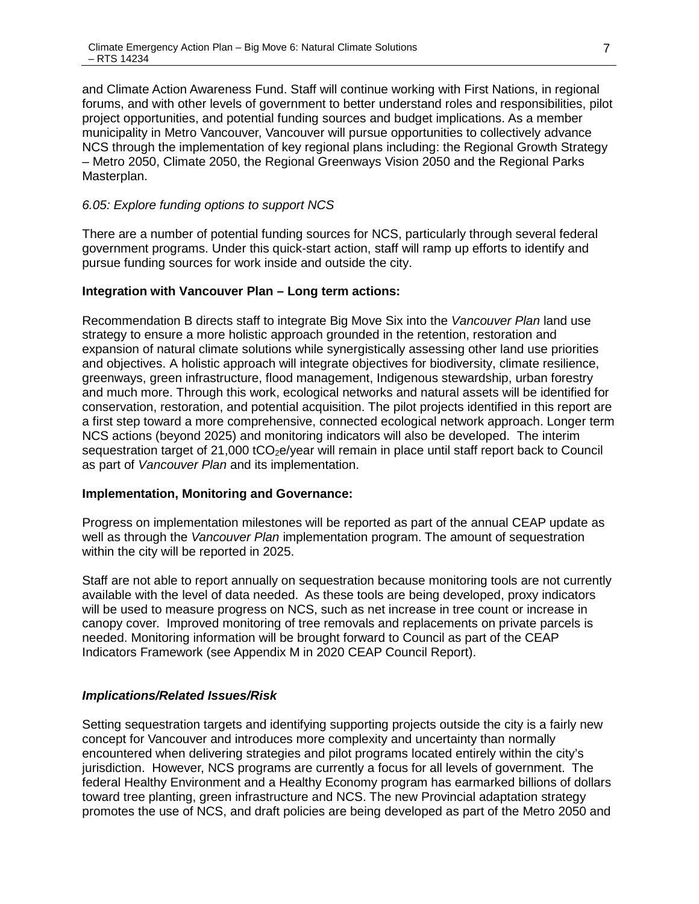and Climate Action Awareness Fund. Staff will continue working with First Nations, in regional forums, and with other levels of government to better understand roles and responsibilities, pilot project opportunities, and potential funding sources and budget implications. As a member municipality in Metro Vancouver, Vancouver will pursue opportunities to collectively advance NCS through the implementation of key regional plans including: the Regional Growth Strategy – Metro 2050, Climate 2050, the Regional Greenways Vision 2050 and the Regional Parks Masterplan.

*6.05: Explore funding options to support NCS*

There are a number of potential funding sources for NCS, particularly through several federal government programs. Under this quick-start action, staff will ramp up efforts to identify and pursue funding sources for work inside and outside the city.

**Integration with Vancouver Plan – Long term actions:**

Recommendation B directs staff to integrate Big Move Six into the *Vancouver Plan* land use strategy to ensure a more holistic approach grounded in the retention, restoration and expansion of natural climate solutions while synergistically assessing other land use priorities and objectives. A holistic approach will integrate objectives for biodiversity, climate resilience, greenways, green infrastructure, flood management, Indigenous stewardship, urban forestry and much more. Through this work, ecological networks and natural assets will be identified for conservation, restoration, and potential acquisition. The pilot projects identified in this report are a first step toward a more comprehensive, connected ecological network approach. Longer term NCS actions (beyond 2025) and monitoring indicators will also be developed. The interim sequestration target of 21,000 $tCO_2e$/year will remain in place until staff report back to Council as part of *Vancouver Plan* and its implementation.

**Implementation, Monitoring and Governance:**

Progress on implementation milestones will be reported as part of the annual CEAP update as well as through the *Vancouver Plan* implementation program. The amount of sequestration within the city will be reported in 2025.

Staff are not able to report annually on sequestration because monitoring tools are not currently available with the level of data needed. As these tools are being developed, proxy indicators will be used to measure progress on NCS, such as net increase in tree count or increase in canopy cover. Improved monitoring of tree removals and replacements on private parcels is needed. Monitoring information will be brought forward to Council as part of the CEAP Indicators Framework (see Appendix M in 2020 CEAP Council Report).

***Implications/Related Issues/Risk***

Setting sequestration targets and identifying supporting projects outside the city is a fairly new concept for Vancouver and introduces more complexity and uncertainty than normally encountered when delivering strategies and pilot programs located entirely within the city's jurisdiction. However, NCS programs are currently a focus for all levels of government. The federal Healthy Environment and a Healthy Economy program has earmarked billions of dollars toward tree planting, green infrastructure and NCS. The new Provincial adaptation strategy promotes the use of NCS, and draft policies are being developed as part of the Metro 2050 and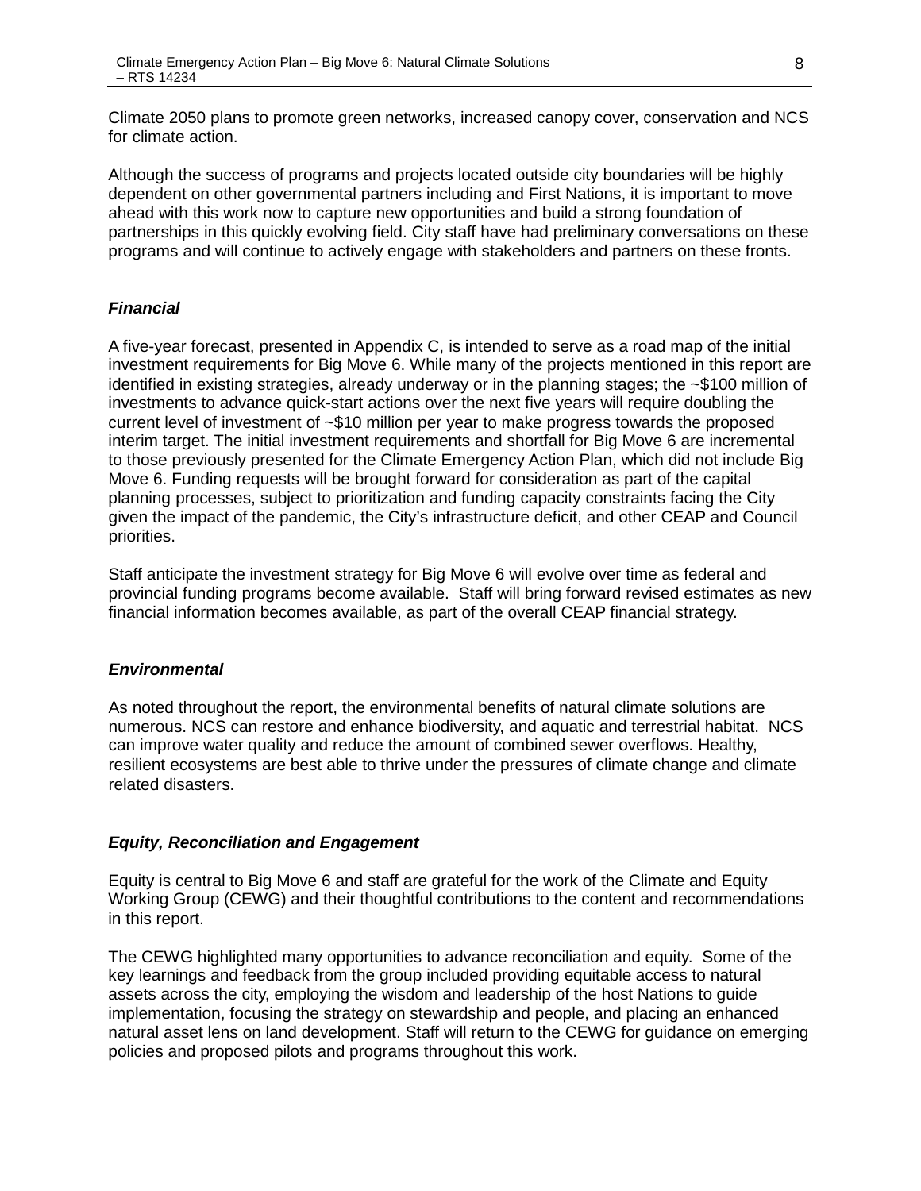Climate 2050 plans to promote green networks, increased canopy cover, conservation and NCS for climate action.

Although the success of programs and projects located outside city boundaries will be highly dependent on other governmental partners including and First Nations, it is important to move ahead with this work now to capture new opportunities and build a strong foundation of partnerships in this quickly evolving field. City staff have had preliminary conversations on these programs and will continue to actively engage with stakeholders and partners on these fronts.

### *Financial*

A five-year forecast, presented in Appendix C, is intended to serve as a road map of the initial investment requirements for Big Move 6. While many of the projects mentioned in this report are identified in existing strategies, already underway or in the planning stages; the ~$100 million of investments to advance quick-start actions over the next five years will require doubling the current level of investment of ~$10 million per year to make progress towards the proposed interim target. The initial investment requirements and shortfall for Big Move 6 are incremental to those previously presented for the Climate Emergency Action Plan, which did not include Big Move 6. Funding requests will be brought forward for consideration as part of the capital planning processes, subject to prioritization and funding capacity constraints facing the City given the impact of the pandemic, the City's infrastructure deficit, and other CEAP and Council priorities.

Staff anticipate the investment strategy for Big Move 6 will evolve over time as federal and provincial funding programs become available. Staff will bring forward revised estimates as new financial information becomes available, as part of the overall CEAP financial strategy.

### *Environmental*

As noted throughout the report, the environmental benefits of natural climate solutions are numerous. NCS can restore and enhance biodiversity, and aquatic and terrestrial habitat. NCS can improve water quality and reduce the amount of combined sewer overflows. Healthy, resilient ecosystems are best able to thrive under the pressures of climate change and climate related disasters.

### *Equity, Reconciliation and Engagement*

Equity is central to Big Move 6 and staff are grateful for the work of the Climate and Equity Working Group (CEWG) and their thoughtful contributions to the content and recommendations in this report.

The CEWG highlighted many opportunities to advance reconciliation and equity. Some of the key learnings and feedback from the group included providing equitable access to natural assets across the city, employing the wisdom and leadership of the host Nations to guide implementation, focusing the strategy on stewardship and people, and placing an enhanced natural asset lens on land development. Staff will return to the CEWG for guidance on emerging policies and proposed pilots and programs throughout this work.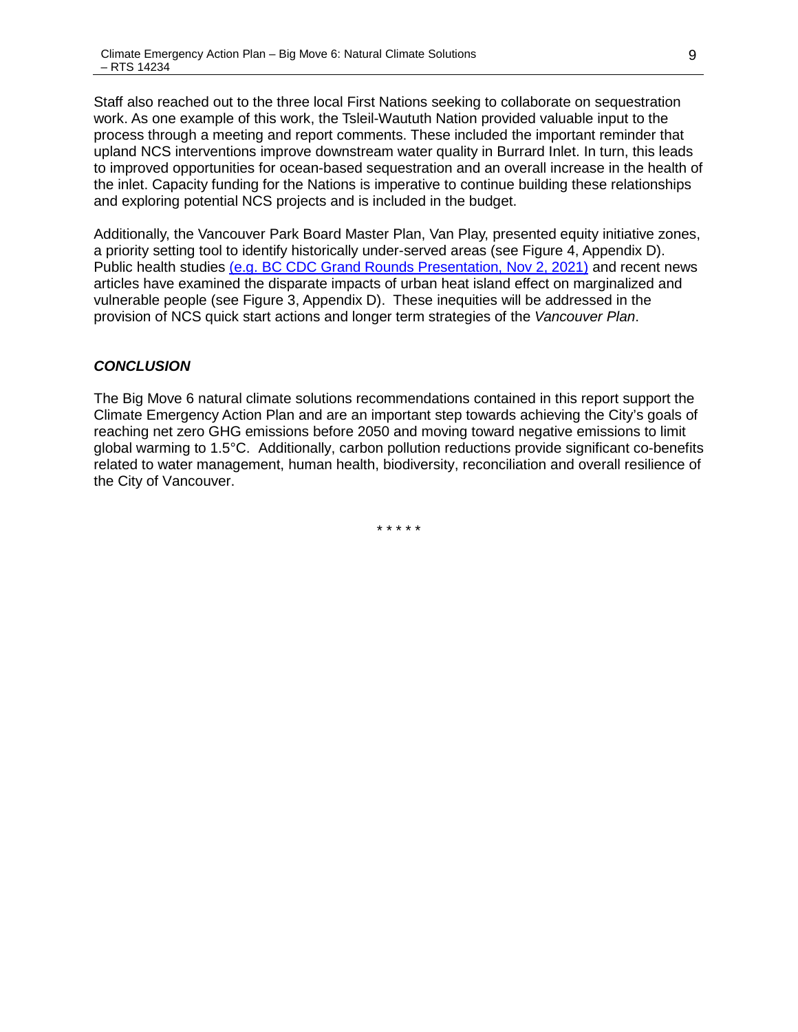Staff also reached out to the three local First Nations seeking to collaborate on sequestration work. As one example of this work, the Tsleil-Waututh Nation provided valuable input to the process through a meeting and report comments. These included the important reminder that upland NCS interventions improve downstream water quality in Burrard Inlet. In turn, this leads to improved opportunities for ocean-based sequestration and an overall increase in the health of the inlet. Capacity funding for the Nations is imperative to continue building these relationships and exploring potential NCS projects and is included in the budget.

Additionally, the Vancouver Park Board Master Plan, Van Play, presented equity initiative zones, a priority setting tool to identify historically under-served areas (see Figure 4, Appendix D). Public health studies (e.g. BC CDC Grand Rounds Presentation, Nov 2, 2021) and recent news articles have examined the disparate impacts of urban heat island effect on marginalized and vulnerable people (see Figure 3, Appendix D). These inequities will be addressed in the provision of NCS quick start actions and longer term strategies of the *Vancouver Plan*.

### ***CONCLUSION***

The Big Move 6 natural climate solutions recommendations contained in this report support the Climate Emergency Action Plan and are an important step towards achieving the City's goals of reaching net zero GHG emissions before 2050 and moving toward negative emissions to limit global warming to 1.5°C. Additionally, carbon pollution reductions provide significant co-benefits related to water management, human health, biodiversity, reconciliation and overall resilience of the City of Vancouver.

\* \* \* \* \*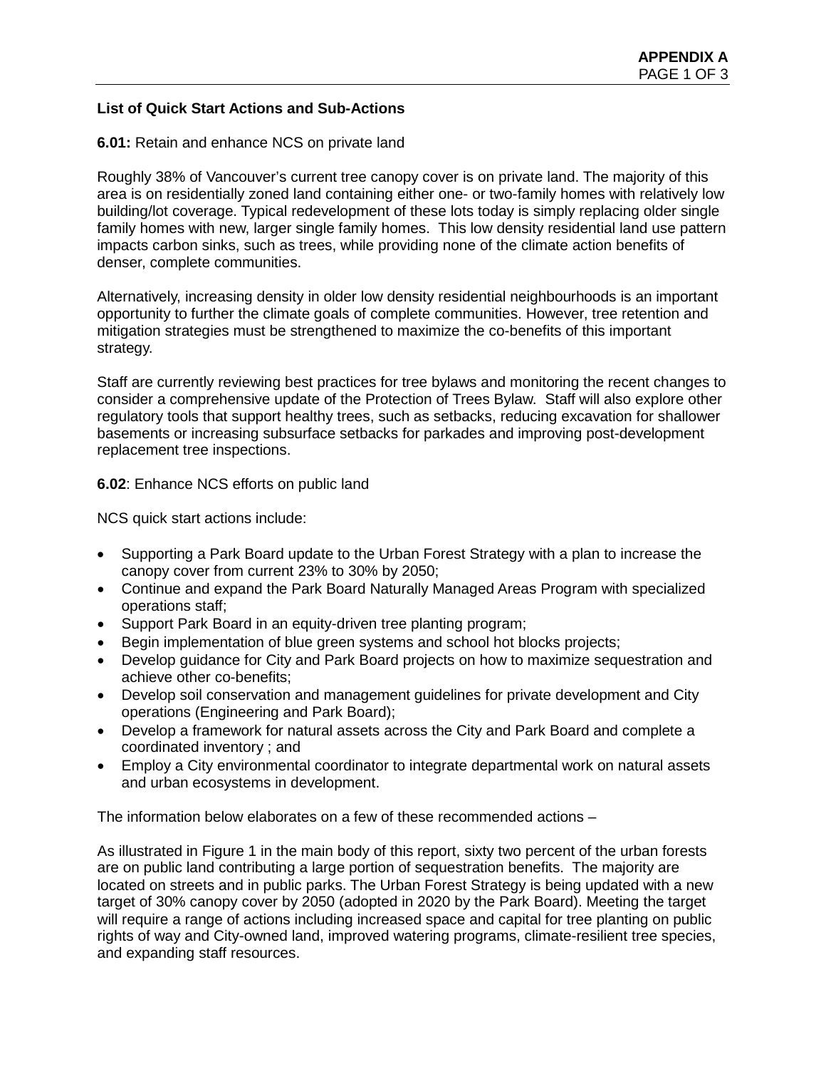**APPENDIX A**

**List of Quick Start Actions and Sub-Actions**

**6.01:** Retain and enhance NCS on private land

Roughly 38% of Vancouver's current tree canopy cover is on private land. The majority of this area is on residentially zoned land containing either one- or two-family homes with relatively low building/lot coverage. Typical redevelopment of these lots today is simply replacing older single family homes with new, larger single family homes. This low density residential land use pattern impacts carbon sinks, such as trees, while providing none of the climate action benefits of denser, complete communities.

Alternatively, increasing density in older low density residential neighbourhoods is an important opportunity to further the climate goals of complete communities. However, tree retention and mitigation strategies must be strengthened to maximize the co-benefits of this important strategy.

Staff are currently reviewing best practices for tree bylaws and monitoring the recent changes to consider a comprehensive update of the Protection of Trees Bylaw. Staff will also explore other regulatory tools that support healthy trees, such as setbacks, reducing excavation for shallower basements or increasing subsurface setbacks for parkades and improving post-development replacement tree inspections.

**6.02**: Enhance NCS efforts on public land

NCS quick start actions include:

- Supporting a Park Board update to the Urban Forest Strategy with a plan to increase the canopy cover from current 23% to 30% by 2050;
- Continue and expand the Park Board Naturally Managed Areas Program with specialized operations staff;
- Support Park Board in an equity-driven tree planting program;
- Begin implementation of blue green systems and school hot blocks projects;
- Develop guidance for City and Park Board projects on how to maximize sequestration and achieve other co-benefits;
- Develop soil conservation and management guidelines for private development and City operations (Engineering and Park Board);
- Develop a framework for natural assets across the City and Park Board and complete a coordinated inventory ; and
- Employ a City environmental coordinator to integrate departmental work on natural assets and urban ecosystems in development.

The information below elaborates on a few of these recommended actions –

As illustrated in Figure 1 in the main body of this report, sixty two percent of the urban forests are on public land contributing a large portion of sequestration benefits. The majority are located on streets and in public parks. The Urban Forest Strategy is being updated with a new target of 30% canopy cover by 2050 (adopted in 2020 by the Park Board). Meeting the target will require a range of actions including increased space and capital for tree planting on public rights of way and City-owned land, improved watering programs, climate-resilient tree species, and expanding staff resources.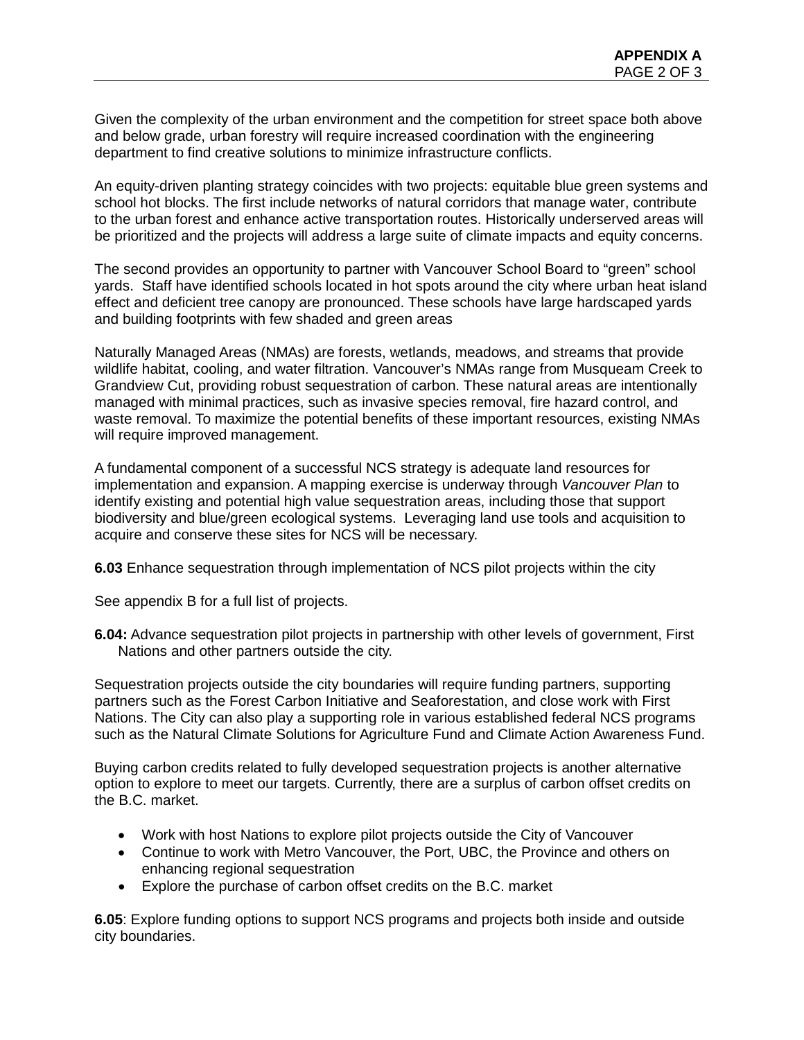Given the complexity of the urban environment and the competition for street space both above and below grade, urban forestry will require increased coordination with the engineering department to find creative solutions to minimize infrastructure conflicts.

An equity-driven planting strategy coincides with two projects: equitable blue green systems and school hot blocks. The first include networks of natural corridors that manage water, contribute to the urban forest and enhance active transportation routes. Historically underserved areas will be prioritized and the projects will address a large suite of climate impacts and equity concerns.

The second provides an opportunity to partner with Vancouver School Board to “green” school yards. Staff have identified schools located in hot spots around the city where urban heat island effect and deficient tree canopy are pronounced. These schools have large hardscaped yards and building footprints with few shaded and green areas

Naturally Managed Areas (NMAs) are forests, wetlands, meadows, and streams that provide wildlife habitat, cooling, and water filtration. Vancouver’s NMAs range from Musqueam Creek to Grandview Cut, providing robust sequestration of carbon. These natural areas are intentionally managed with minimal practices, such as invasive species removal, fire hazard control, and waste removal. To maximize the potential benefits of these important resources, existing NMAs will require improved management.

A fundamental component of a successful NCS strategy is adequate land resources for implementation and expansion. A mapping exercise is underway through *Vancouver Plan* to identify existing and potential high value sequestration areas, including those that support biodiversity and blue/green ecological systems. Leveraging land use tools and acquisition to acquire and conserve these sites for NCS will be necessary.

**6.03** Enhance sequestration through implementation of NCS pilot projects within the city

See appendix B for a full list of projects.

**6.04:** Advance sequestration pilot projects in partnership with other levels of government, First Nations and other partners outside the city.

Sequestration projects outside the city boundaries will require funding partners, supporting partners such as the Forest Carbon Initiative and Seaforestation, and close work with First Nations. The City can also play a supporting role in various established federal NCS programs such as the Natural Climate Solutions for Agriculture Fund and Climate Action Awareness Fund.

Buying carbon credits related to fully developed sequestration projects is another alternative option to explore to meet our targets. Currently, there are a surplus of carbon offset credits on the B.C. market.

- Work with host Nations to explore pilot projects outside the City of Vancouver
- Continue to work with Metro Vancouver, the Port, UBC, the Province and others on enhancing regional sequestration
- Explore the purchase of carbon offset credits on the B.C. market

**6.05**: Explore funding options to support NCS programs and projects both inside and outside city boundaries.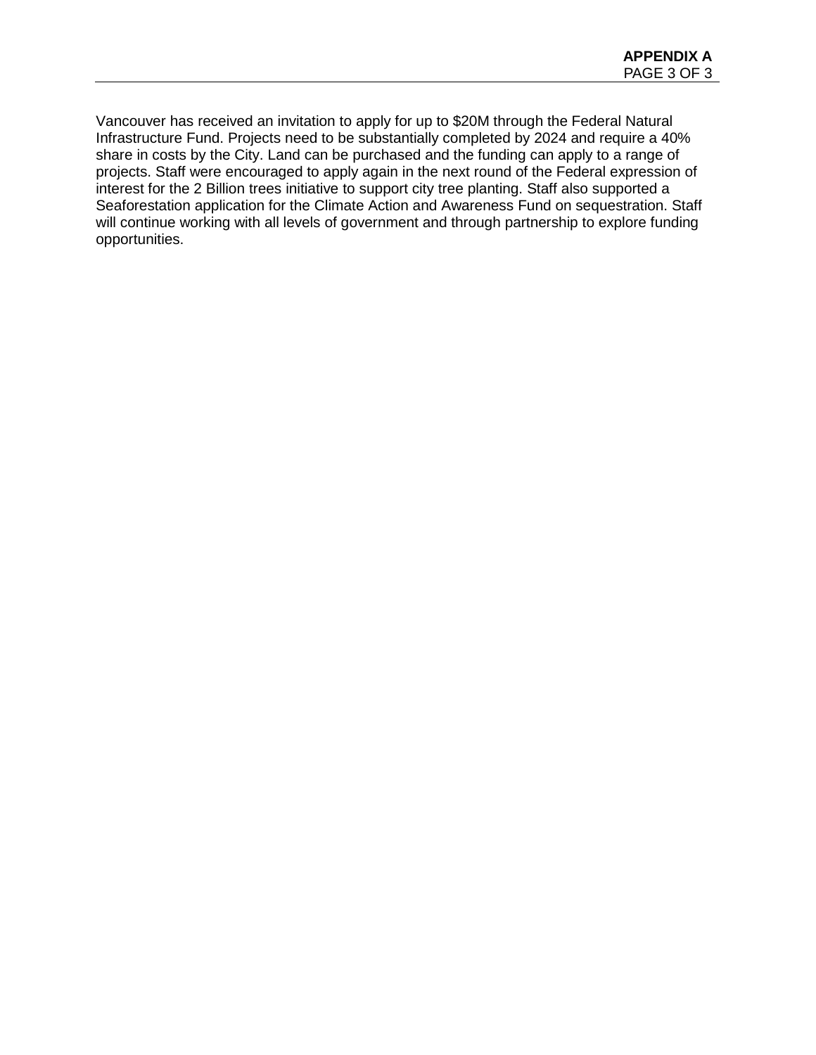Vancouver has received an invitation to apply for up to $20M through the Federal Natural Infrastructure Fund. Projects need to be substantially completed by 2024 and require a 40% share in costs by the City. Land can be purchased and the funding can apply to a range of projects. Staff were encouraged to apply again in the next round of the Federal expression of interest for the 2 Billion trees initiative to support city tree planting. Staff also supported a Seaforestation application for the Climate Action and Awareness Fund on sequestration. Staff will continue working with all levels of government and through partnership to explore funding opportunities.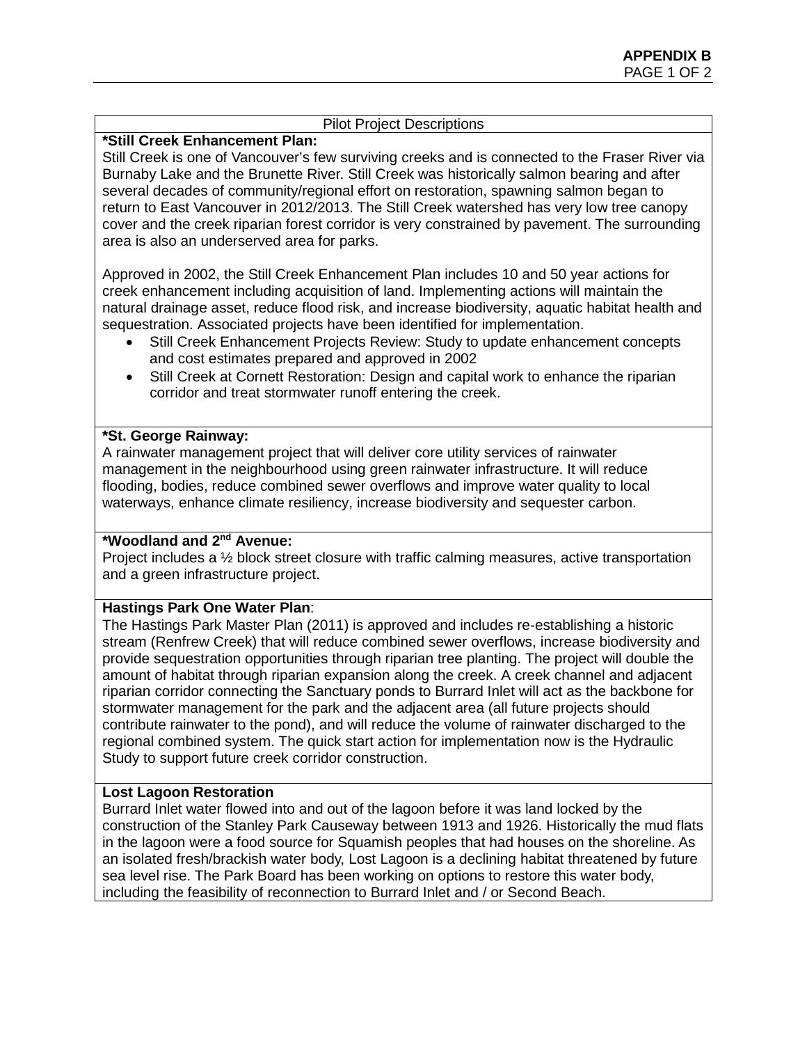**APPENDIX B**

Pilot Project Descriptions

**\*Still Creek Enhancement Plan:**

Still Creek is one of Vancouver's few surviving creeks and is connected to the Fraser River via Burnaby Lake and the Brunette River. Still Creek was historically salmon bearing and after several decades of community/regional effort on restoration, spawning salmon began to return to East Vancouver in 2012/2013. The Still Creek watershed has very low tree canopy cover and the creek riparian forest corridor is very constrained by pavement. The surrounding area is also an underserved area for parks.

Approved in 2002, the Still Creek Enhancement Plan includes 10 and 50 year actions for creek enhancement including acquisition of land. Implementing actions will maintain the natural drainage asset, reduce flood risk, and increase biodiversity, aquatic habitat health and sequestration. Associated projects have been identified for implementation.

- Still Creek Enhancement Projects Review: Study to update enhancement concepts and cost estimates prepared and approved in 2002
- Still Creek at Cornett Restoration: Design and capital work to enhance the riparian corridor and treat stormwater runoff entering the creek.

**\*St. George Rainway:**

A rainwater management project that will deliver core utility services of rainwater management in the neighbourhood using green rainwater infrastructure. It will reduce flooding, bodies, reduce combined sewer overflows and improve water quality to local waterways, enhance climate resiliency, increase biodiversity and sequester carbon.

**\*Woodland and 2nd Avenue:**

Project includes a ½ block street closure with traffic calming measures, active transportation and a green infrastructure project.

**Hastings Park One Water Plan**:

The Hastings Park Master Plan (2011) is approved and includes re-establishing a historic stream (Renfrew Creek) that will reduce combined sewer overflows, increase biodiversity and provide sequestration opportunities through riparian tree planting. The project will double the amount of habitat through riparian expansion along the creek. A creek channel and adjacent riparian corridor connecting the Sanctuary ponds to Burrard Inlet will act as the backbone for stormwater management for the park and the adjacent area (all future projects should contribute rainwater to the pond), and will reduce the volume of rainwater discharged to the regional combined system. The quick start action for implementation now is the Hydraulic Study to support future creek corridor construction.

**Lost Lagoon Restoration**

Burrard Inlet water flowed into and out of the lagoon before it was land locked by the construction of the Stanley Park Causeway between 1913 and 1926. Historically the mud flats in the lagoon were a food source for Squamish peoples that had houses on the shoreline. As an isolated fresh/brackish water body, Lost Lagoon is a declining habitat threatened by future sea level rise. The Park Board has been working on options to restore this water body, including the feasibility of reconnection to Burrard Inlet and / or Second Beach.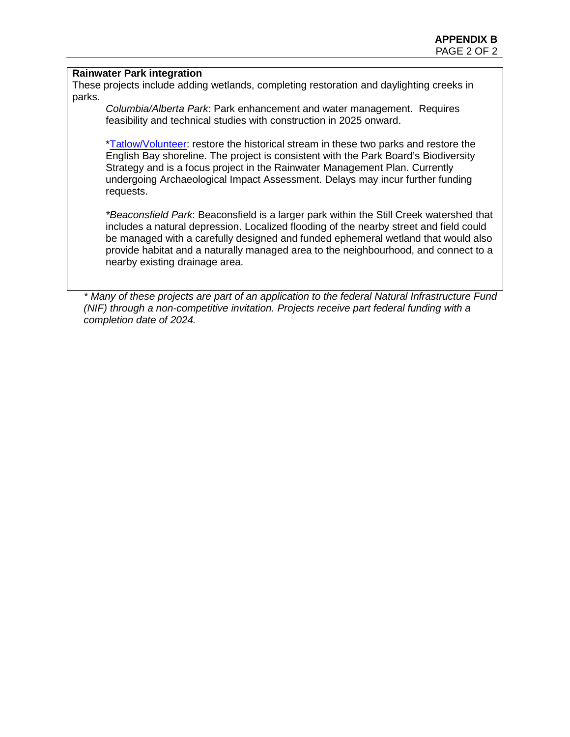**Rainwater Park integration**

These projects include adding wetlands, completing restoration and daylighting creeks in parks.

*Columbia/Alberta Park*: Park enhancement and water management. Requires feasibility and technical studies with construction in 2025 onward.

*Tatlow/Volunteer: restore the historical stream in these two parks and restore the English Bay shoreline. The project is consistent with the Park Board's Biodiversity Strategy and is a focus project in the Rainwater Management Plan. Currently undergoing Archaeological Impact Assessment. Delays may incur further funding requests.

*\*Beaconsfield Park*: Beaconsfield is a larger park within the Still Creek watershed that includes a natural depression. Localized flooding of the nearby street and field could be managed with a carefully designed and funded ephemeral wetland that would also provide habitat and a naturally managed area to the neighbourhood, and connect to a nearby existing drainage area.

*\* Many of these projects are part of an application to the federal Natural Infrastructure Fund (NIF) through a non-competitive invitation. Projects receive part federal funding with a completion date of 2024.*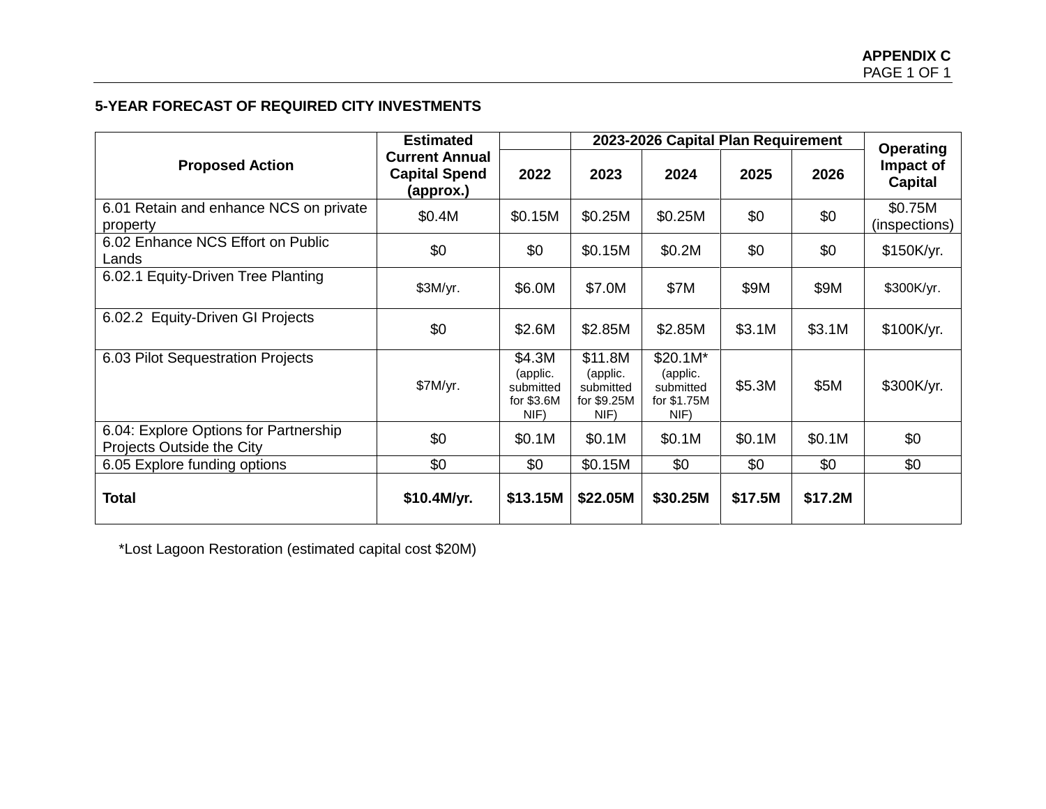APPENDIX C

### 5-YEAR FORECAST OF REQUIRED CITY INVESTMENTS

| Proposed Action | Estimated Current Annual Capital Spend (approx.) | | 2023-2026 Capital Plan Requirement | | | | Operating Impact of Capital |
|---|---|---|---|---|---|---|---|
| | | 2022 | 2023 | 2024 | 2025 | 2026 | |
| 6.01 Retain and enhance NCS on private property | $0.4M | $0.15M | $0.25M | $0.25M | $0 | $0 | $0.75M (inspections) |
| 6.02 Enhance NCS Effort on Public Lands | $0 | $0 | $0.15M | $0.2M | $0 | $0 | $150K/yr. |
| 6.02.1 Equity-Driven Tree Planting | $3M/yr. | $6.0M | $7.0M | $7M | $9M | $9M | $300K/yr. |
| 6.02.2 Equity-Driven GI Projects | $0 | $2.6M | $2.85M | $2.85M | $3.1M | $3.1M | $100K/yr. |
| 6.03 Pilot Sequestration Projects | $7M/yr. | $4.3M (applic. submitted for $3.6M NIF) | $11.8M (applic. submitted for $9.25M NIF) | $20.1M* (applic. submitted for $1.75M NIF) | $5.3M | $5M | $300K/yr. |
| 6.04: Explore Options for Partnership Projects Outside the City | $0 | $0.1M | $0.1M | $0.1M | $0.1M | $0.1M | $0 |
| 6.05 Explore funding options | $0 | $0 | $0.15M | $0 | $0 | $0 | $0 |
| **Total** | **$10.4M/yr.** | **$13.15M** | **$22.05M** | **$30.25M** | **$17.5M** | **$17.2M** | |

*Lost Lagoon Restoration (estimated capital cost $20M)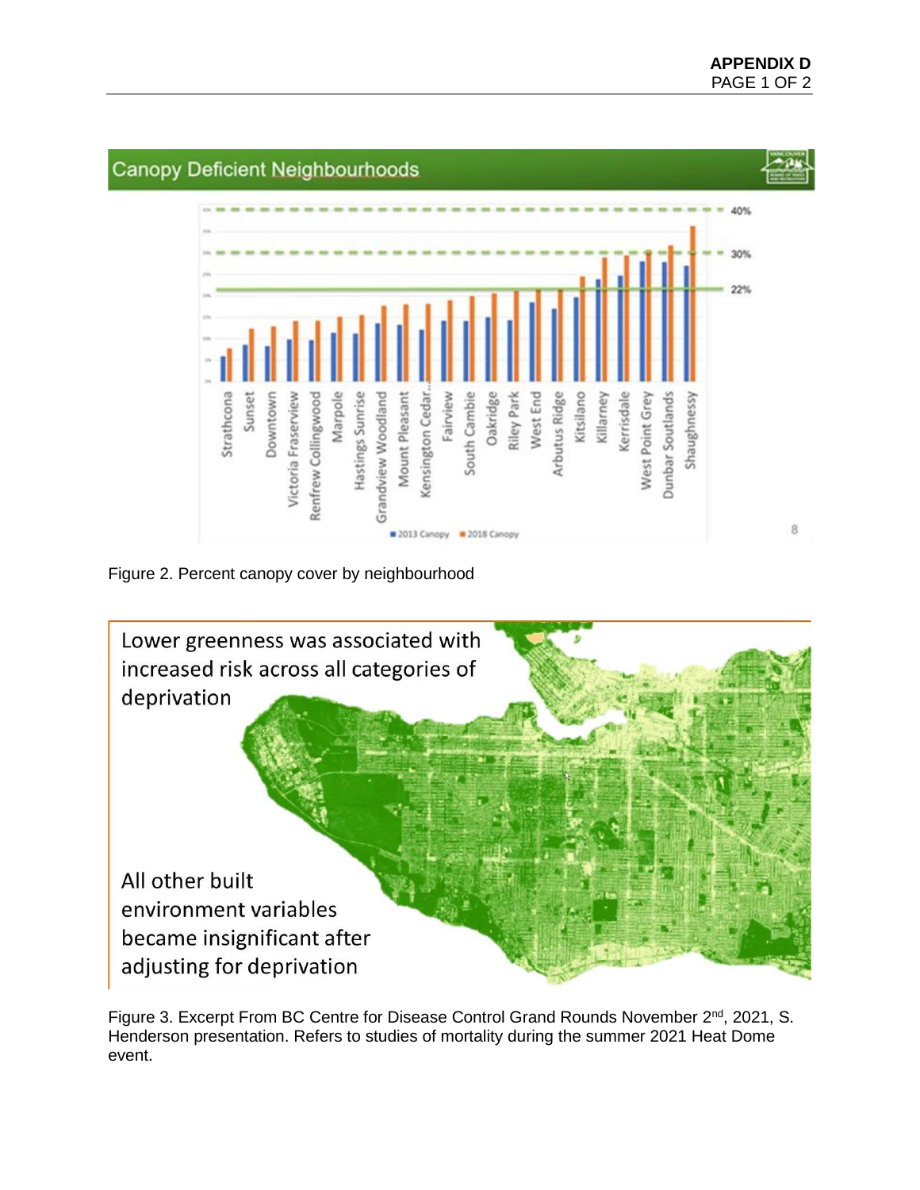Figure 2. Percent canopy cover by neighbourhood

Figure 3. Excerpt From BC Centre for Disease Control Grand Rounds November 2nd, 2021, S. Henderson presentation. Refers to studies of mortality during the summer 2021 Heat Dome event.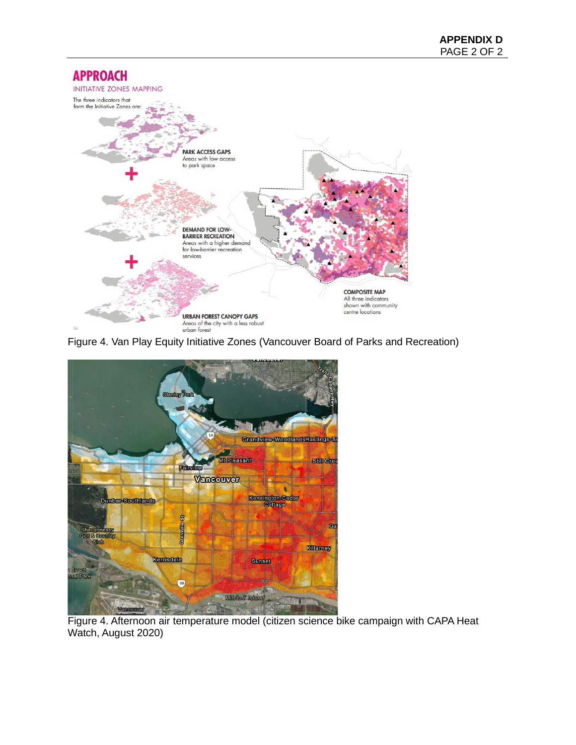APPROACH

INITIATIVE ZONES MAPPING

The three indicators that form the Initiative Zones are:

PARK ACCESS GAPS
Areas with low access to park space

+

DEMAND FOR LOW-BARRIER RECREATION
Areas with a higher demand for low-barrier recreation services

+

URBAN FOREST CANOPY GAPS
Areas of the city with a less robust urban forest

COMPOSITE MAP
All three indicators shown with community centre locations

Figure 4. Van Play Equity Initiative Zones (Vancouver Board of Parks and Recreation)

Vancouver
Stanley Park
Trans Canada Hwy
1A
Grandview-Woodlands
Hastings-Su
Mt Pleasant
Still Cree
Fairview
Vancouver
Dunbar-Southlands
Kensington-Cedar Cottage
Granville St
Shaughnessy Golf & Country Club
Ga
Killarney
Kerrisdale
Sunset
Beach
onal Park
99
Mitchell Island
Vancouver International

Figure 4. Afternoon air temperature model (citizen science bike campaign with CAPA Heat Watch, August 2020)